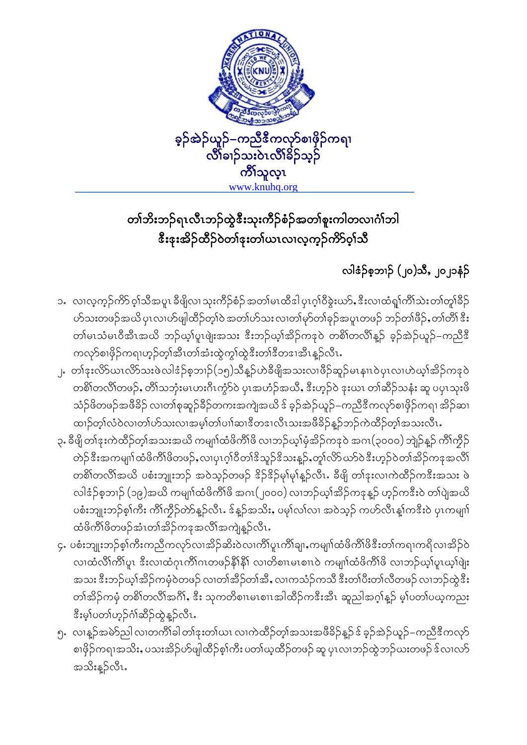ခ့ၣ်အဲၣ်ယူၣ်–ကညီဒီကလုာ်စၢဖှိၣ်ကရၢ
လံာ်ခၢၣ်သးဝဲၤလံာ်ခိၣ်သ့ၣ်
ကီၢ်သူလ့ၤ
www.knuhq.org

# တၢ်ဘိးဘၣ်ရၤလီၤဘၣ်ထွဲဒီးသုးကီၣ်စံၣ်အတၢ်စူးကါတလၢဂံၢ်ဘါ ဒီးဒုးအိၣ်ထီၣ်ဝဲတၢ်ဒုးတၢ်ယၤလၢလ့က့ၣ်ကိာ်ဝ့ၢ်သိ

လါဒံၣ်စ့ဘၢၣ် (၂၀)သီ, ၂၀၂၁နံၣ်

၁. လၢလ့က့ၣ်ကိာ် ဝ့ၢ်သိအပူၤ ခီဖျိလၢ သုးကီၣ်စံၣ် အတၢ်မၤထိဒါ ပှၤဂ့ၢ်ဝီခွဲးယာ်, ဒီးလၢထံရှၢ်ကိၢ်သဲး တၢ်တူၢ်ခိၣ် ဟ်သးတဖၣ်အယိ ပှၤလၢဟ်ဖျါထီၣ်တ့ၢ်ဝဲ အတၢ်ဟ်သး လၢတၢ်မ့ာ်တၢ်ခ့ၣ်အပူၤတဖၣ် ဘၣ်တၢ်ဖိၣ်, တၢ်တိၢ် ဒီး တၢ်မၤသံမၤဝိအီၤအယိ ဘၣ်ယ့ၢ်ပူၤဖျဲးအသး ဒီးဘၣ်ယ့ၢ်အိၣ်ကဒုဝဲ တစိၢ်တလိၢ်နူၣ် ခ့ၣ်အဲၣ်ယူၣ်–ကညီဒီ ကလုာ်စၢဖှိၣ်ကရၢဟ့ၣ်တ့ၢ်အီၤတၢ်အံးထွဲကွၢ်ထွဲဒီးတၢ်ဒိတဒၢအီၤန့ၣ်လီၤ.

၂. တၢ်ဒုးလိာ်ယၤလိာ်သးဖဲလါဒံၣ်စ့ဘၢၣ်(၁၅)သီန့ၣ်ဟဲခီဖျိအသးလၢဖိၣ်ဆူၣ်မၤနၢၤဝဲပှၤလၢဟဲယ့ၢ်အိၣ်ကဒုဝဲ တစိၢ်တလိၢ်တဖၣ်, တၢ်သဘံၣ်မၤဟးဂီၤကွံာ်ဝဲ ပှၤအဟံၣ်အယိ, ဒီးဟ့ၣ်ဝဲ ဒုးယၤ တၢ်ဆိၣ်သနံး ဆူ ပပှၤသုးဖိ သံၣ်ဖိတဖၣ်အဖီခိၣ် လၢတၢ်စုဆူၣ်ခီၣ်တကးအကျဲအယိ ဒ် ခ့ၣ်အဲၣ်ယူၣ်–ကညီဒီကလုာ်စၢဖှိၣ်ကရၢ အိၣ်ဆၢ ထၢၣ်တ့ၢ်လံဝဲလၢတၢ်ဟ်သးလၢအမ့ၢ်တၢ်ပၢၢ်ဆၢဒီတဒၢလီၤသးအဖီခိၣ်န့ၣ်ဘၣ်ကဲထီၣ်တ့ၢ်အသးလီၤ.

၃. ခီဖျိ တၢ်ဒုးကဲထီၣ်တ့ၢ်အသးအယိ ကမျၢ်ထံဖိကီၢ်ဖိ လၢဘၣ်ယ့ၢ်မံၤအိၣ်ကဒုဝဲ အဂၤ(၃၀၀၀) ဘျဲၣ်နူၣ် ကီၢ်ကွီၣ် တဲၣ်ဒီးအကမျၢ်ထံဖိကီၢ်ဖိတဖၣ်, လၢပှၤဂ့ၢ်ဝီတၢ်ဒိသူၣ်ဒိသးန့ၣ်, တူၢ်လိာ်ယာ်ဝဲဒီးဟ့ၣ်ဝဲတၢ်အိၣ်ကဒုအလိၢ် တစိၢ်တလိၢ်အယိ ပစံးဘျုးဘၣ် အဝဲသ့ၣ်တဖၣ် ဒိၣ်ဒိၣ်မုၢ်မုၢ်နူၣ်လီၤ. ခီဖျိ တၢ်ဒုးလၢကဲထီၣ်ကဒီးအသး ဖဲ လါဒံၣ်စ့ဘၢၣ် (၁၉)အယိ ကမျၢ်ထံဖိကီၢ်ဖိ အဂၤ(၂၀၀၀) လၢဘၣ်ယ့ၢ်အိၣ်ကဒုနူၣ် ဟ့ၣ်ကဒီးဝဲ တၢ်ပျဲအယိ ပစံးဘျုးဘၣ်စ့ၢ်ကီး ကီၢ်ကွီၣ်တဲၣ်နူၣ်လီၤ. ဒ်နူၣ်အသိး, ပမ့ၢ်လၢ်လၢ အဝဲသ့ၣ် ကဟ်လီၤန့ၢ်ကဒီးဝဲ ပှၤကမျၢ် ထံဖိကီၢ်ဖိတဖၣ်အံၤတၢ်အိၣ်ကဒုအလိၢ်အကျဲန့ၣ်လီၤ.

၄. ပစံးဘျုးဘၣ်စ့ၢ်ကီးကညီကလုာ်လၢအိၣ်ဆိးဝဲလၢကီၢ်ပူၤကီၢ်ချၢ,ကမျၢ်ထံဖိကီၢ်ဖိဒီးတၢ်ကရၢကရိလၢအိၣ်ဝဲ လၢထံလိၢ်ကီၢ်ပူၤ ဒီးလၢထံဂုၤကီၢ်ဂၤတဖၣ်နီၢ်နီၢ် လၢတိစၢၤမၤစၢၤဝဲ ကမျၢ်ထံဖိကီၢ်ဖိ လၢဘၣ်ယ့ၢ်ပူၤယ့ၢ်ဖျဲး အသး ဒီးဘၣ်ယ့ၢ်အိၣ်ကမံၤဝဲတဖၣ် လၢတၢ်အိၣ်တၢ်အီ, လၢကသံၣ်ကသီ ဒီးတၢ်ပီးတၢ်လီတဖၣ် လၢဘၣ်ထွဲဒီး တၢ်အိၣ်ကမံ တစိၢ်တလိၢ်အဂိၢ်, ဒီး သုကတိစၢၤမၤစၢၤအါထီၣ်ကဒီးအီၤ ဆူညါအဂ့ၢ်နူၣ် မ့ၢ်ပတၢ်ပယ့ကညး ဒီးမ့ၢ်ပတၢ်ဟ့ၣ်ဂံၢ်ဆီၣ်ထွဲနူၣ်လီၤ.

၅. လၢန့ၣ်အမဲာ်ညါ လၢတကီၢ်ခါ တၢ်ဒုးတၢ်ယၤ လၢကဲထီၣ်တ့ၢ်အသးအဖီခိၣ်နူၣ် ဒ် ခ့ၣ်အဲၣ်ယူၣ်–ကညီဒီကလုာ် စၢဖှိၣ်ကရၢအသိး, ပသးအိၣ်ဟ်ဖျါထီၣ်စ့ၢ်ကီး ပတၢ်ယ့ထီၣ်တဖၣ် ဆူ ပှၤလၢဘၣ်ထွဲဘၣ်ယးတဖၣ် ဒ်လၢလာ် အသိးန့ၣ်လီၤ.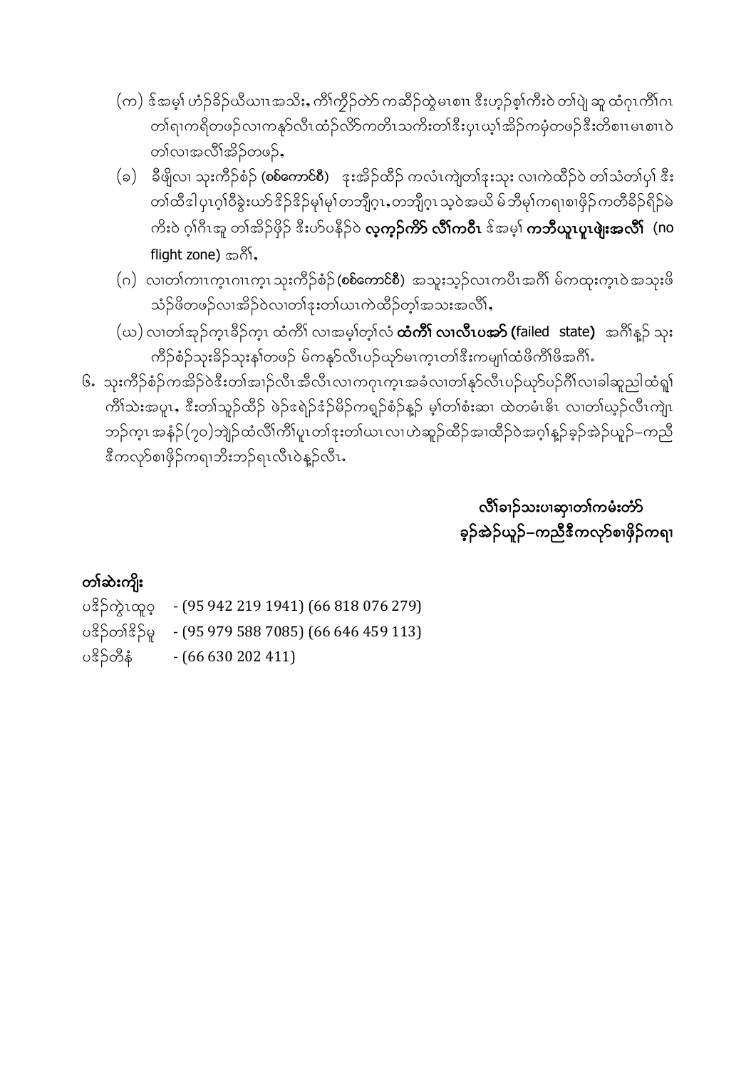(က) ၶ်အမ့ၢ် ဟံဉ်ခိဉ်ယီယါၤအသိး, ကိၢ်ကွိဉ်တဲာ် ကဆိဉ်ထွဲမၤစၢၤ ဒီးဟ့ဉ်စ့ၢ်ကီးဝဲ တၢ်ပျဲ ဆူ ထံဂုၤကိၢ်ဂၤ တၢ်ရၢကရိတဖဉ်လၢကနာ်လီၤထံဉ်လိာ်ကတိၤသကိးတၢ်ဒီးပုၤဃ့ၢ်အိဉ်ကမံၤတဖဉ်ဒီးတိစၢၤမၤစၢၤဝဲ တၢ်လၢအလီၢ်အိဉ်တဖဉ်,

(ခ) ခီဖျိလၢ သုးကီဉ်စံဉ် **(စစ်ကောင်စီ)** ဒုးအိဉ်ထိဉ် ကလံၤကျဲတၢ်ဒုးသုး လၢကဲထိဉ်ဝဲ တၢ်သံတၢ်ပှၢ် ဒီး တၢ်ထီဒါပှၤဂ့ၢ်ဝီခွဲးယာ်ဒိဉ်ဒိဉ်မုၢ်မုၢ်တဘျီဂ့ၤ,တဘျီဂ့ၤသ့ဝဲအယိ မ်ဘီမုၢ်ကရၢစၢဖှိဉ်ကတိခိဉ်ရိဉ်မဲ ကိးဝဲ ဂ့ၢ်ဂီၤအူ တၢ်အိဉ်ဖှိဉ် ဒီးဟ်ပနီဉ်ဝဲ **လ့ကုဉ်ကိာ် လီၢ်ကဝီၤ** ၶ်အမ့ၢ် **ကဘီယူၤပူၤဖျဲးအလီၢ်** (no flight zone) အဂီၢ်,

(ဂ) လၢတၢ်ကၢၤကုၤဂၢၤကုၤ သုးကီဉ်စံဉ် **(စစ်ကောင်စီ)** အသုးသ့ဉ်လၢကပီၤအဂီၢ် မ်ကထုးကုၤဝဲ အသုးဖိ သံဉ်ဖိတဖဉ်လၢအိဉ်ဝဲလၢတၢ်ဒုးတၢ်ယၤကဲထိဉ်တ့ၢ်အသးအလီၢ်,

(ဃ) လၢတၢ်အုဉ်ကုၤခိဉ်ကုၤ ထံကိၢ် လၢအမ့ၢ်တ့ၢ်လံ **ထံကိၢ် လၢလီၤပအာ် (failed state)** အဂီၢ်နှ့ဉ် သုးကီဉ်စံဉ်သုးခိဉ်သုးနၢ်တဖဉ် မ်ကနာ်လီၤပဉ်ယှာ်မၤကုၤတၢ်ဒီးကမျၢ်ထံဖိကိၢ်ဖိအဂီၢ်.

၆. သုးကီဉ်စံဉ်ကအိဉ်ဝဲဒီးတၢ်အၢဉ်လီၤအီလီၤလၢကဂုၤကုၤအခံလၢတၢ်နာ်လီၤပဉ်ယှာ်ပဉ်ဂီၢ်လၢခါဆူညါထံရှၢ် ကိၢ်သဲးအပူၤ, ဒီးတၢ်သ့ဉ်ထိဉ် ဖဲဉ်ဒရဲဉ်ဒ်ဉ်မိဉ်ကရ့ဉ်စံဉ်နှ့ဉ် မ့ၢ်တၢ်စံးဆၢ ထဲတမံၤဓိၤ လၢတၢ်ဃ့ဉ်လီၤကျဲၤ ဘဉ်ကုၤ အနံဉ်(၇၀)ဘျဲဉ်ထံလီၢ်ကိၢ်ပူၤတၢ်ဒုးတၢ်ယၤလၢဟဲဆူဉ်ထိဉ်အၢထိဉ်ဝဲအဂ့ၢ်နှ့ဉ်ခ့ဉ်အဲဉ်ယူဉ်–ကညီ ဒီကလုာ်စၢဖှိဉ်ကရၢဘိးဘဉ်ရၤလီၤဝဲနှ့ဉ်လီၤ.

**လီၢ်ခၢဉ်သးပၢဆှၢတၢ်ကမံးတံာ်**
**ခ့ဉ်အဲဉ်ယူဉ်–ကညီဒီကလုာ်စၢဖှိဉ်ကရၢ**

**တၢ်ဆဲးကျိး**

ပဒိဉ်ကွဲၤထူဝ့ - (95 942 219 1941) (66 818 076 279)
ပဒိဉ်တၢ်ဒိဉ်မူ - (95 979 588 7085) (66 646 459 113)
ပဒိဉ်တိနံ - (66 630 202 411)